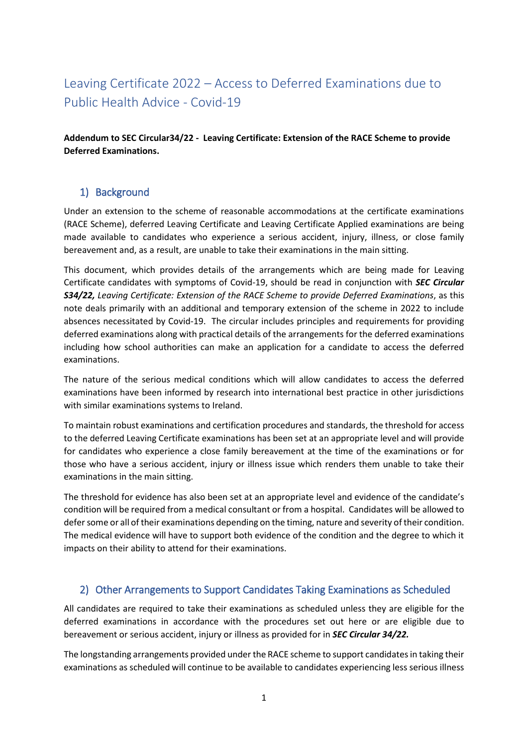# Leaving Certificate 2022 – Access to Deferred Examinations due to Public Health Advice - Covid-19

**Addendum to SEC Circular34/22 - Leaving Certificate: Extension of the RACE Scheme to provide Deferred Examinations.**

## 1) Background

Under an extension to the scheme of reasonable accommodations at the certificate examinations (RACE Scheme), deferred Leaving Certificate and Leaving Certificate Applied examinations are being made available to candidates who experience a serious accident, injury, illness, or close family bereavement and, as a result, are unable to take their examinations in the main sitting.

This document, which provides details of the arrangements which are being made for Leaving Certificate candidates with symptoms of Covid-19, should be read in conjunction with ***SEC Circular S34/22,*** *Leaving Certificate: Extension of the RACE Scheme to provide Deferred Examinations*, as this note deals primarily with an additional and temporary extension of the scheme in 2022 to include absences necessitated by Covid-19. The circular includes principles and requirements for providing deferred examinations along with practical details of the arrangements for the deferred examinations including how school authorities can make an application for a candidate to access the deferred examinations.

The nature of the serious medical conditions which will allow candidates to access the deferred examinations have been informed by research into international best practice in other jurisdictions with similar examinations systems to Ireland.

To maintain robust examinations and certification procedures and standards, the threshold for access to the deferred Leaving Certificate examinations has been set at an appropriate level and will provide for candidates who experience a close family bereavement at the time of the examinations or for those who have a serious accident, injury or illness issue which renders them unable to take their examinations in the main sitting.

The threshold for evidence has also been set at an appropriate level and evidence of the candidate's condition will be required from a medical consultant or from a hospital. Candidates will be allowed to defer some or all of their examinations depending on the timing, nature and severity of their condition. The medical evidence will have to support both evidence of the condition and the degree to which it impacts on their ability to attend for their examinations.

## 2) Other Arrangements to Support Candidates Taking Examinations as Scheduled

All candidates are required to take their examinations as scheduled unless they are eligible for the deferred examinations in accordance with the procedures set out here or are eligible due to bereavement or serious accident, injury or illness as provided for in ***SEC Circular 34/22.***

The longstanding arrangements provided under the RACE scheme to support candidates in taking their examinations as scheduled will continue to be available to candidates experiencing less serious illness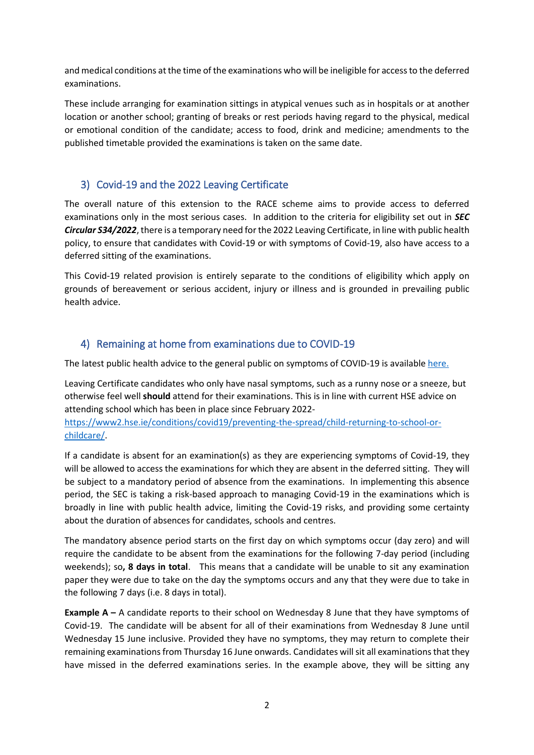and medical conditions at the time of the examinations who will be ineligible for access to the deferred examinations.

These include arranging for examination sittings in atypical venues such as in hospitals or at another location or another school; granting of breaks or rest periods having regard to the physical, medical or emotional condition of the candidate; access to food, drink and medicine; amendments to the published timetable provided the examinations is taken on the same date.

## 3) Covid-19 and the 2022 Leaving Certificate

The overall nature of this extension to the RACE scheme aims to provide access to deferred examinations only in the most serious cases. In addition to the criteria for eligibility set out in ***SEC Circular S34/2022***, there is a temporary need for the 2022 Leaving Certificate, in line with public health policy, to ensure that candidates with Covid-19 or with symptoms of Covid-19, also have access to a deferred sitting of the examinations.

This Covid-19 related provision is entirely separate to the conditions of eligibility which apply on grounds of bereavement or serious accident, injury or illness and is grounded in prevailing public health advice.

## 4) Remaining at home from examinations due to COVID-19

The latest public health advice to the general public on symptoms of COVID-19 is available [here.]()

Leaving Certificate candidates who only have nasal symptoms, such as a runny nose or a sneeze, but otherwise feel well **should** attend for their examinations. This is in line with current HSE advice on attending school which has been in place since February 2022- [https://www2.hse.ie/conditions/covid19/preventing-the-spread/child-returning-to-school-or-childcare/](https://www2.hse.ie/conditions/covid19/preventing-the-spread/child-returning-to-school-or-childcare/).

If a candidate is absent for an examination(s) as they are experiencing symptoms of Covid-19, they will be allowed to access the examinations for which they are absent in the deferred sitting. They will be subject to a mandatory period of absence from the examinations. In implementing this absence period, the SEC is taking a risk-based approach to managing Covid-19 in the examinations which is broadly in line with public health advice, limiting the Covid-19 risks, and providing some certainty about the duration of absences for candidates, schools and centres.

The mandatory absence period starts on the first day on which symptoms occur (day zero) and will require the candidate to be absent from the examinations for the following 7-day period (including weekends); so**, 8 days in total**. This means that a candidate will be unable to sit any examination paper they were due to take on the day the symptoms occurs and any that they were due to take in the following 7 days (i.e. 8 days in total).

**Example A –** A candidate reports to their school on Wednesday 8 June that they have symptoms of Covid-19. The candidate will be absent for all of their examinations from Wednesday 8 June until Wednesday 15 June inclusive. Provided they have no symptoms, they may return to complete their remaining examinations from Thursday 16 June onwards. Candidates will sit all examinations that they have missed in the deferred examinations series. In the example above, they will be sitting any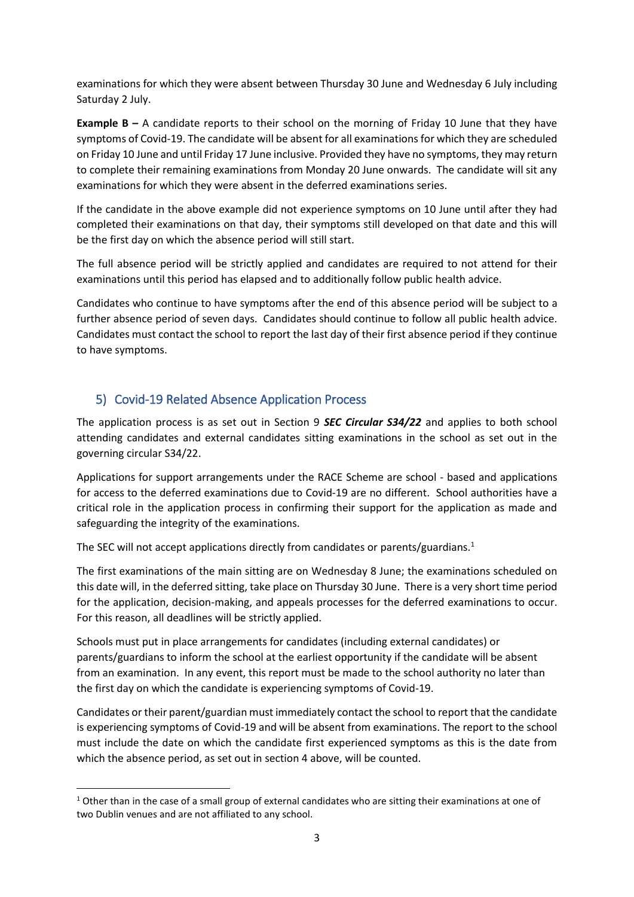examinations for which they were absent between Thursday 30 June and Wednesday 6 July including Saturday 2 July.

**Example B –** A candidate reports to their school on the morning of Friday 10 June that they have symptoms of Covid-19. The candidate will be absent for all examinations for which they are scheduled on Friday 10 June and until Friday 17 June inclusive. Provided they have no symptoms, they may return to complete their remaining examinations from Monday 20 June onwards. The candidate will sit any examinations for which they were absent in the deferred examinations series.

If the candidate in the above example did not experience symptoms on 10 June until after they had completed their examinations on that day, their symptoms still developed on that date and this will be the first day on which the absence period will still start.

The full absence period will be strictly applied and candidates are required to not attend for their examinations until this period has elapsed and to additionally follow public health advice.

Candidates who continue to have symptoms after the end of this absence period will be subject to a further absence period of seven days. Candidates should continue to follow all public health advice. Candidates must contact the school to report the last day of their first absence period if they continue to have symptoms.

## 5) Covid-19 Related Absence Application Process

The application process is as set out in Section 9 ***SEC Circular S34/22*** and applies to both school attending candidates and external candidates sitting examinations in the school as set out in the governing circular S34/22.

Applications for support arrangements under the RACE Scheme are school - based and applications for access to the deferred examinations due to Covid-19 are no different. School authorities have a critical role in the application process in confirming their support for the application as made and safeguarding the integrity of the examinations.

The SEC will not accept applications directly from candidates or parents/guardians.[1]

The first examinations of the main sitting are on Wednesday 8 June; the examinations scheduled on this date will, in the deferred sitting, take place on Thursday 30 June. There is a very short time period for the application, decision-making, and appeals processes for the deferred examinations to occur. For this reason, all deadlines will be strictly applied.

Schools must put in place arrangements for candidates (including external candidates) or parents/guardians to inform the school at the earliest opportunity if the candidate will be absent from an examination. In any event, this report must be made to the school authority no later than the first day on which the candidate is experiencing symptoms of Covid-19.

Candidates or their parent/guardian must immediately contact the school to report that the candidate is experiencing symptoms of Covid-19 and will be absent from examinations. The report to the school must include the date on which the candidate first experienced symptoms as this is the date from which the absence period, as set out in section 4 above, will be counted.

[1] Other than in the case of a small group of external candidates who are sitting their examinations at one of two Dublin venues and are not affiliated to any school.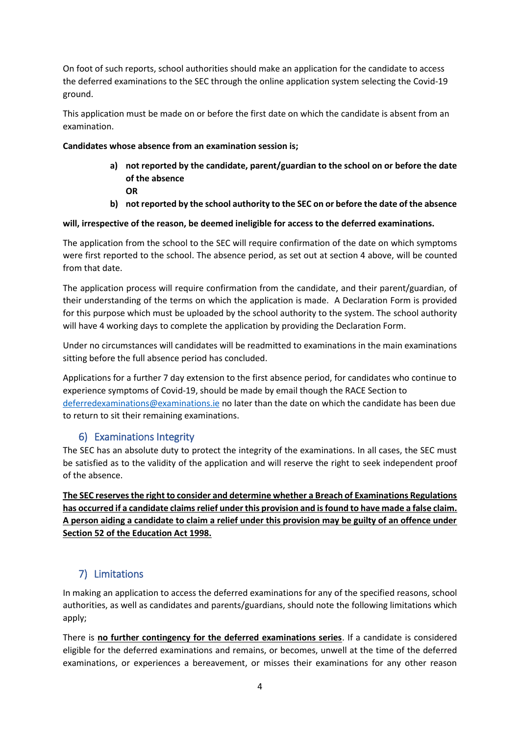On foot of such reports, school authorities should make an application for the candidate to access the deferred examinations to the SEC through the online application system selecting the Covid-19 ground.

This application must be made on or before the first date on which the candidate is absent from an examination.

**Candidates whose absence from an examination session is;**

> **a) not reported by the candidate, parent/guardian to the school on or before the date of the absence**
> **OR**
> **b) not reported by the school authority to the SEC on or before the date of the absence**

**will, irrespective of the reason, be deemed ineligible for access to the deferred examinations.**

The application from the school to the SEC will require confirmation of the date on which symptoms were first reported to the school. The absence period, as set out at section 4 above, will be counted from that date.

The application process will require confirmation from the candidate, and their parent/guardian, of their understanding of the terms on which the application is made. A Declaration Form is provided for this purpose which must be uploaded by the school authority to the system. The school authority will have 4 working days to complete the application by providing the Declaration Form.

Under no circumstances will candidates will be readmitted to examinations in the main examinations sitting before the full absence period has concluded.

Applications for a further 7 day extension to the first absence period, for candidates who continue to experience symptoms of Covid-19, should be made by email though the RACE Section to deferredexaminations@examinations.ie no later than the date on which the candidate has been due to return to sit their remaining examinations.

## 6) Examinations Integrity

The SEC has an absolute duty to protect the integrity of the examinations. In all cases, the SEC must be satisfied as to the validity of the application and will reserve the right to seek independent proof of the absence.

**<u>The SEC reserves the right to consider and determine whether a Breach of Examinations Regulations has occurred if a candidate claims relief under this provision and is found to have made a false claim. A person aiding a candidate to claim a relief under this provision may be guilty of an offence under Section 52 of the Education Act 1998.</u>**

## 7) Limitations

In making an application to access the deferred examinations for any of the specified reasons, school authorities, as well as candidates and parents/guardians, should note the following limitations which apply;

There is **<u>no further contingency for the deferred examinations series</u>**. If a candidate is considered eligible for the deferred examinations and remains, or becomes, unwell at the time of the deferred examinations, or experiences a bereavement, or misses their examinations for any other reason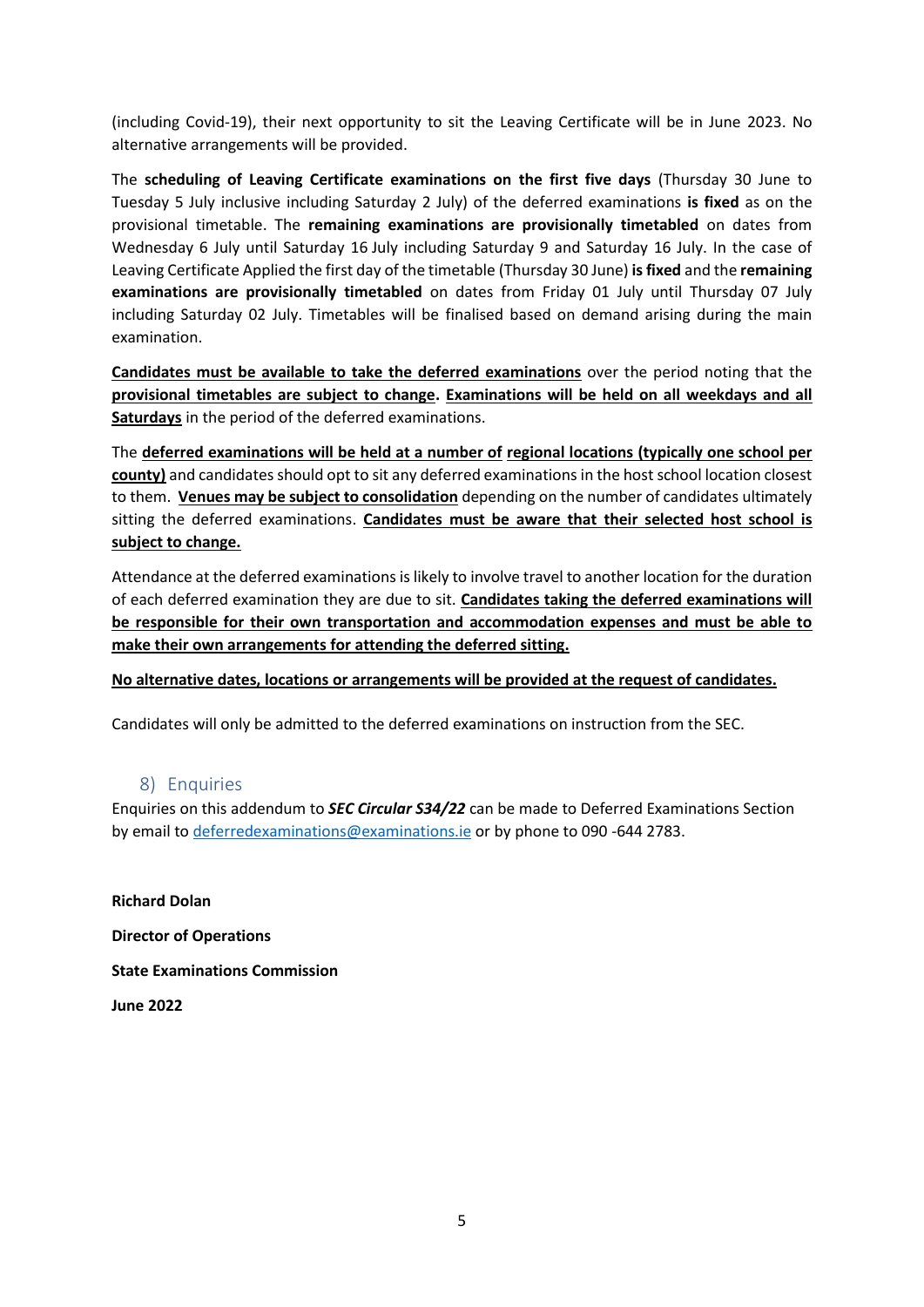(including Covid-19), their next opportunity to sit the Leaving Certificate will be in June 2023. No alternative arrangements will be provided.

The **scheduling of Leaving Certificate examinations on the first five days** (Thursday 30 June to Tuesday 5 July inclusive including Saturday 2 July) of the deferred examinations **is fixed** as on the provisional timetable. The **remaining examinations are provisionally timetabled** on dates from Wednesday 6 July until Saturday 16 July including Saturday 9 and Saturday 16 July. In the case of Leaving Certificate Applied the first day of the timetable (Thursday 30 June) **is fixed** and the **remaining examinations are provisionally timetabled** on dates from Friday 01 July until Thursday 07 July including Saturday 02 July. Timetables will be finalised based on demand arising during the main examination.

<u>**Candidates must be available to take the deferred examinations**</u> over the period noting that the <u>**provisional timetables are subject to change**</u>**.** <u>**Examinations will be held on all weekdays and all Saturdays**</u> in the period of the deferred examinations.

The <u>**deferred examinations will be held at a number of regional locations (typically one school per county)**</u> and candidates should opt to sit any deferred examinations in the host school location closest to them. <u>**Venues may be subject to consolidation**</u> depending on the number of candidates ultimately sitting the deferred examinations. <u>**Candidates must be aware that their selected host school is subject to change.**</u>

Attendance at the deferred examinations is likely to involve travel to another location for the duration of each deferred examination they are due to sit. <u>**Candidates taking the deferred examinations will be responsible for their own transportation and accommodation expenses and must be able to make their own arrangements for attending the deferred sitting.**</u>

<u>**No alternative dates, locations or arrangements will be provided at the request of candidates.**</u>

Candidates will only be admitted to the deferred examinations on instruction from the SEC.

## 8) Enquiries

Enquiries on this addendum to ***SEC Circular S34/22*** can be made to Deferred Examinations Section by email to deferredexaminations@examinations.ie or by phone to 090 -644 2783.

**Richard Dolan**

**Director of Operations**

**State Examinations Commission**

**June 2022**